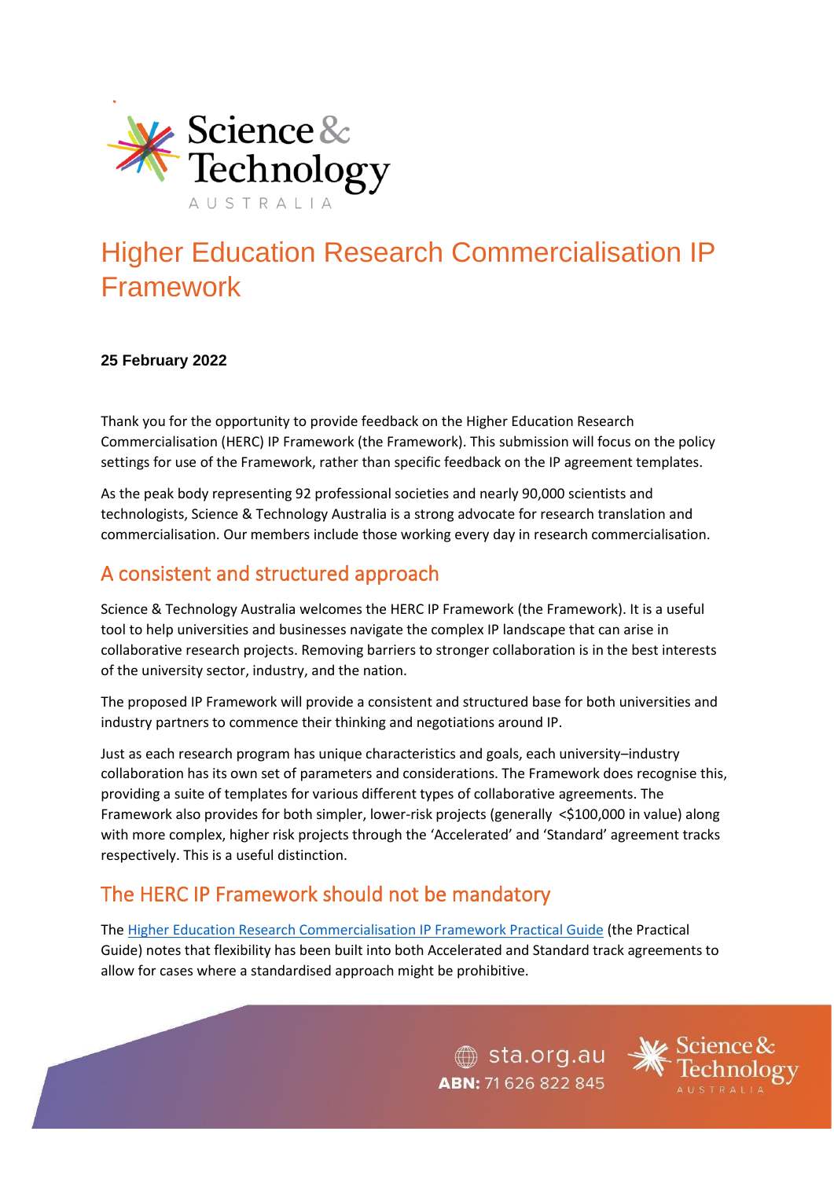# Higher Education Research Commercialisation IP Framework

**25 February 2022**

Thank you for the opportunity to provide feedback on the Higher Education Research Commercialisation (HERC) IP Framework (the Framework). This submission will focus on the policy settings for use of the Framework, rather than specific feedback on the IP agreement templates.

As the peak body representing 92 professional societies and nearly 90,000 scientists and technologists, Science & Technology Australia is a strong advocate for research translation and commercialisation. Our members include those working every day in research commercialisation.

## A consistent and structured approach

Science & Technology Australia welcomes the HERC IP Framework (the Framework). It is a useful tool to help universities and businesses navigate the complex IP landscape that can arise in collaborative research projects. Removing barriers to stronger collaboration is in the best interests of the university sector, industry, and the nation.

The proposed IP Framework will provide a consistent and structured base for both universities and industry partners to commence their thinking and negotiations around IP.

Just as each research program has unique characteristics and goals, each university–industry collaboration has its own set of parameters and considerations. The Framework does recognise this, providing a suite of templates for various different types of collaborative agreements. The Framework also provides for both simpler, lower-risk projects (generally <$100,000 in value) along with more complex, higher risk projects through the 'Accelerated' and 'Standard' agreement tracks respectively. This is a useful distinction.

## The HERC IP Framework should not be mandatory

The Higher Education Research Commercialisation IP Framework Practical Guide (the Practical Guide) notes that flexibility has been built into both Accelerated and Standard track agreements to allow for cases where a standardised approach might be prohibitive.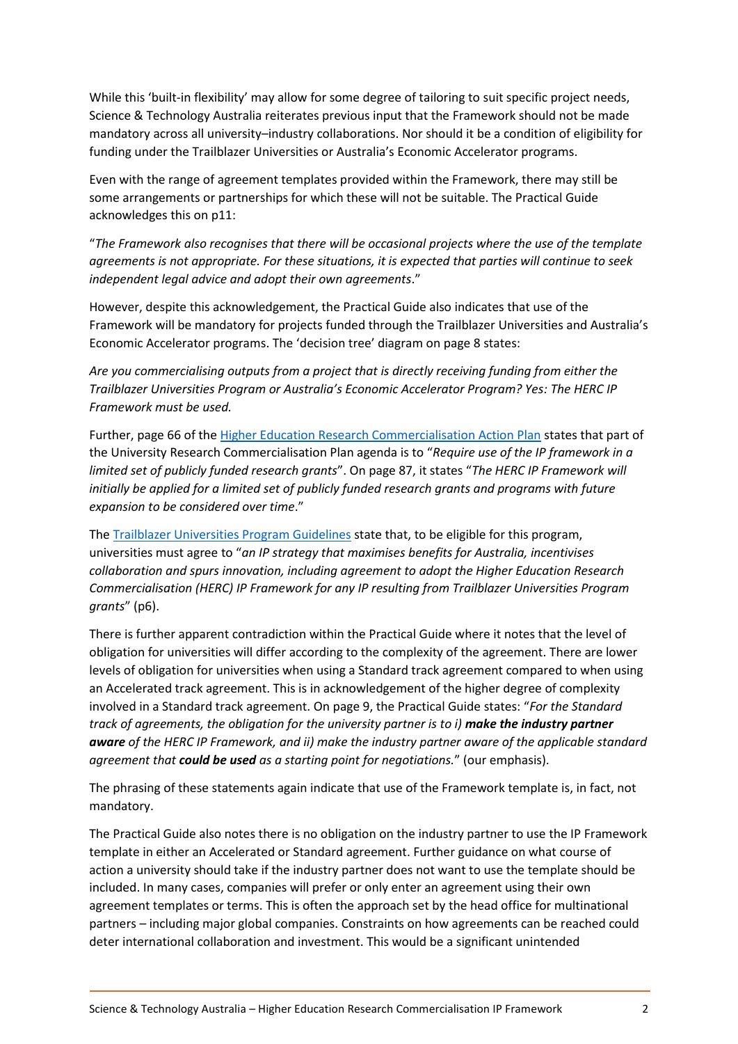While this 'built-in flexibility' may allow for some degree of tailoring to suit specific project needs, Science & Technology Australia reiterates previous input that the Framework should not be made mandatory across all university–industry collaborations. Nor should it be a condition of eligibility for funding under the Trailblazer Universities or Australia's Economic Accelerator programs.

Even with the range of agreement templates provided within the Framework, there may still be some arrangements or partnerships for which these will not be suitable. The Practical Guide acknowledges this on p11:

"*The Framework also recognises that there will be occasional projects where the use of the template agreements is not appropriate. For these situations, it is expected that parties will continue to seek independent legal advice and adopt their own agreements*."

However, despite this acknowledgement, the Practical Guide also indicates that use of the Framework will be mandatory for projects funded through the Trailblazer Universities and Australia's Economic Accelerator programs. The 'decision tree' diagram on page 8 states:

*Are you commercialising outputs from a project that is directly receiving funding from either the Trailblazer Universities Program or Australia's Economic Accelerator Program? Yes: The HERC IP Framework must be used.*

Further, page 66 of the Higher Education Research Commercialisation Action Plan states that part of the University Research Commercialisation Plan agenda is to "*Require use of the IP framework in a limited set of publicly funded research grants*". On page 87, it states "*The HERC IP Framework will initially be applied for a limited set of publicly funded research grants and programs with future expansion to be considered over time*."

The Trailblazer Universities Program Guidelines state that, to be eligible for this program, universities must agree to "*an IP strategy that maximises benefits for Australia, incentivises collaboration and spurs innovation, including agreement to adopt the Higher Education Research Commercialisation (HERC) IP Framework for any IP resulting from Trailblazer Universities Program grants*" (p6).

There is further apparent contradiction within the Practical Guide where it notes that the level of obligation for universities will differ according to the complexity of the agreement. There are lower levels of obligation for universities when using a Standard track agreement compared to when using an Accelerated track agreement. This is in acknowledgement of the higher degree of complexity involved in a Standard track agreement. On page 9, the Practical Guide states: "*For the Standard track of agreements, the obligation for the university partner is to i)* ***make the industry partner aware*** *of the HERC IP Framework, and ii) make the industry partner aware of the applicable standard agreement that* ***could be used*** *as a starting point for negotiations.*" (our emphasis).

The phrasing of these statements again indicate that use of the Framework template is, in fact, not mandatory.

The Practical Guide also notes there is no obligation on the industry partner to use the IP Framework template in either an Accelerated or Standard agreement. Further guidance on what course of action a university should take if the industry partner does not want to use the template should be included. In many cases, companies will prefer or only enter an agreement using their own agreement templates or terms. This is often the approach set by the head office for multinational partners – including major global companies. Constraints on how agreements can be reached could deter international collaboration and investment. This would be a significant unintended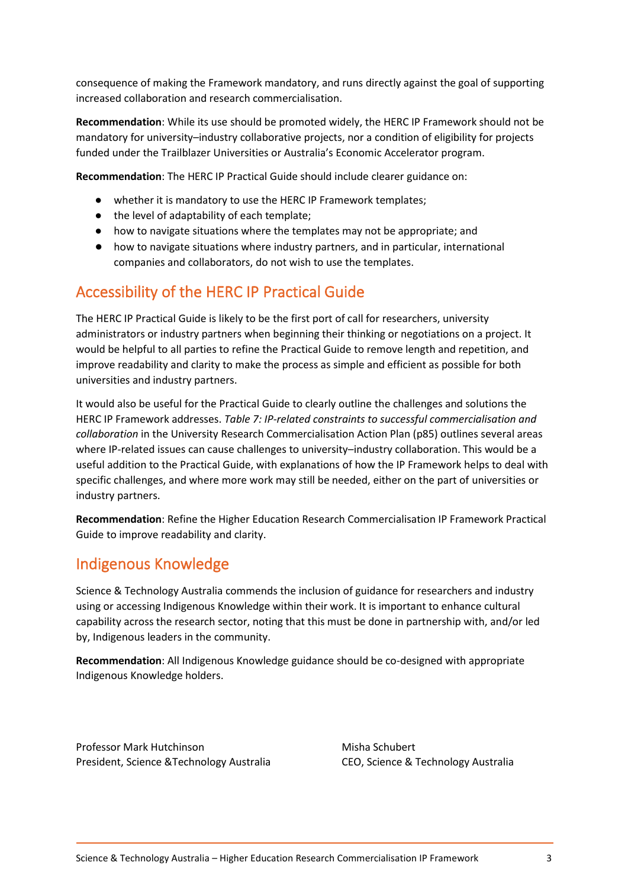consequence of making the Framework mandatory, and runs directly against the goal of supporting increased collaboration and research commercialisation.

**Recommendation**: While its use should be promoted widely, the HERC IP Framework should not be mandatory for university–industry collaborative projects, nor a condition of eligibility for projects funded under the Trailblazer Universities or Australia's Economic Accelerator program.

**Recommendation**: The HERC IP Practical Guide should include clearer guidance on:

- whether it is mandatory to use the HERC IP Framework templates;
- the level of adaptability of each template;
- how to navigate situations where the templates may not be appropriate; and
- how to navigate situations where industry partners, and in particular, international companies and collaborators, do not wish to use the templates.

## Accessibility of the HERC IP Practical Guide

The HERC IP Practical Guide is likely to be the first port of call for researchers, university administrators or industry partners when beginning their thinking or negotiations on a project. It would be helpful to all parties to refine the Practical Guide to remove length and repetition, and improve readability and clarity to make the process as simple and efficient as possible for both universities and industry partners.

It would also be useful for the Practical Guide to clearly outline the challenges and solutions the HERC IP Framework addresses. *Table 7: IP-related constraints to successful commercialisation and collaboration* in the University Research Commercialisation Action Plan (p85) outlines several areas where IP-related issues can cause challenges to university–industry collaboration. This would be a useful addition to the Practical Guide, with explanations of how the IP Framework helps to deal with specific challenges, and where more work may still be needed, either on the part of universities or industry partners.

**Recommendation**: Refine the Higher Education Research Commercialisation IP Framework Practical Guide to improve readability and clarity.

## Indigenous Knowledge

Science & Technology Australia commends the inclusion of guidance for researchers and industry using or accessing Indigenous Knowledge within their work. It is important to enhance cultural capability across the research sector, noting that this must be done in partnership with, and/or led by, Indigenous leaders in the community.

**Recommendation**: All Indigenous Knowledge guidance should be co-designed with appropriate Indigenous Knowledge holders.

Professor Mark Hutchinson
President, Science &Technology Australia

Misha Schubert
CEO, Science & Technology Australia